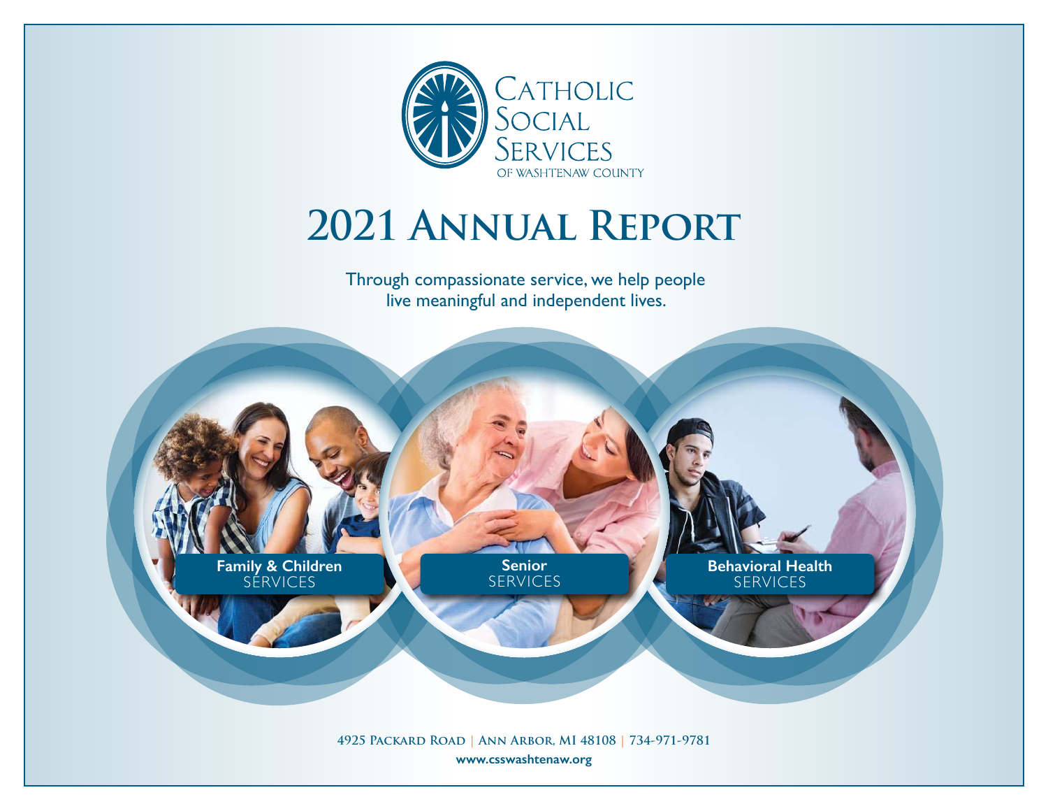Catholic Social Services of Washtenaw County

# 2021 Annual Report

Through compassionate service, we help people live meaningful and independent lives.

**Family & Children** SERVICES

**Senior** SERVICES

**Behavioral Health** SERVICES

4925 Packard Road | Ann Arbor, MI 48108 | 734-971-9781

**www.csswashtenaw.org**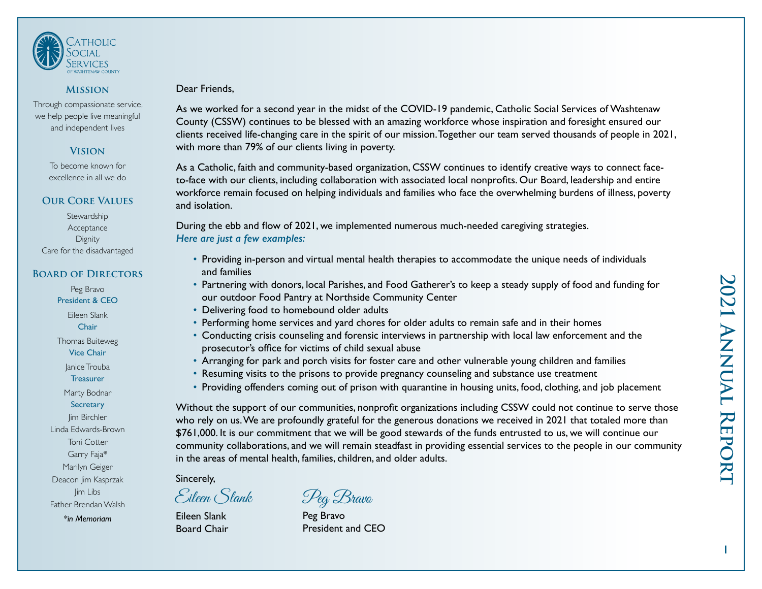# 2021 Annual Report

Catholic Social Services of Washtenaw County

## Mission

Through compassionate service, we help people live meaningful and independent lives

## Vision

To become known for excellence in all we do

## Our Core Values

Stewardship
Acceptance
Dignity
Care for the disadvantaged

## Board of Directors

Peg Bravo
President & CEO

Eileen Slank
Chair

Thomas Buiteweg
Vice Chair

Janice Trouba
Treasurer

Marty Bodnar
Secretary

Jim Birchler
Linda Edwards-Brown
Toni Cotter
Garry Faja*
Marilyn Geiger
Deacon Jim Kasprzak
Jim Libs
Father Brendan Walsh

**\*in Memoriam**

Dear Friends,

As we worked for a second year in the midst of the COVID-19 pandemic, Catholic Social Services of Washtenaw County (CSSW) continues to be blessed with an amazing workforce whose inspiration and foresight ensured our clients received life-changing care in the spirit of our mission. Together our team served thousands of people in 2021, with more than 79% of our clients living in poverty.

As a Catholic, faith and community-based organization, CSSW continues to identify creative ways to connect face-to-face with our clients, including collaboration with associated local nonprofits. Our Board, leadership and entire workforce remain focused on helping individuals and families who face the overwhelming burdens of illness, poverty and isolation.

During the ebb and flow of 2021, we implemented numerous much-needed caregiving strategies.
***Here are just a few examples:***

- Providing in-person and virtual mental health therapies to accommodate the unique needs of individuals and families
- Partnering with donors, local Parishes, and Food Gatherer's to keep a steady supply of food and funding for our outdoor Food Pantry at Northside Community Center
- Delivering food to homebound older adults
- Performing home services and yard chores for older adults to remain safe and in their homes
- Conducting crisis counseling and forensic interviews in partnership with local law enforcement and the prosecutor's office for victims of child sexual abuse
- Arranging for park and porch visits for foster care and other vulnerable young children and families
- Resuming visits to the prisons to provide pregnancy counseling and substance use treatment
- Providing offenders coming out of prison with quarantine in housing units, food, clothing, and job placement

Without the support of our communities, nonprofit organizations including CSSW could not continue to serve those who rely on us. We are profoundly grateful for the generous donations we received in 2021 that totaled more than $761,000. It is our commitment that we will be good stewards of the funds entrusted to us, we will continue our community collaborations, and we will remain steadfast in providing essential services to the people in our community in the areas of mental health, families, children, and older adults.

Sincerely,

*Eileen Slank*
Eileen Slank
Board Chair

*Peg Bravo*
Peg Bravo
President and CEO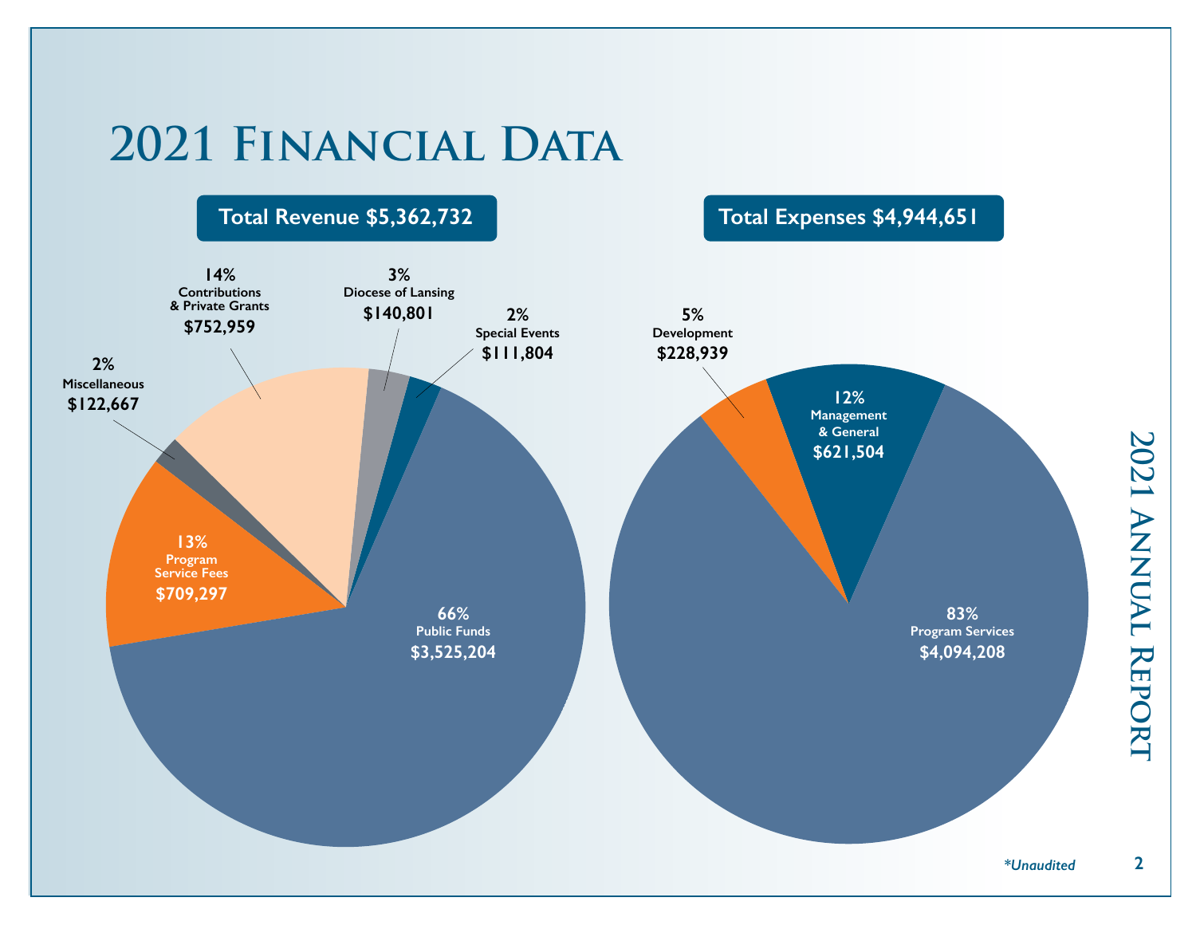# 2021 Financial Data

## Total Revenue $5,362,732

- 66% Public Funds $3,525,204
- 14% Contributions & Private Grants $752,959
- 13% Program Service Fees $709,297
- 3% Diocese of Lansing $140,801
- 2% Miscellaneous $122,667
- 2% Special Events $111,804

## Total Expenses $4,944,651

- 83% Program Services $4,094,208
- 12% Management & General $621,504
- 5% Development $228,939

2021 Annual Report

*Unaudited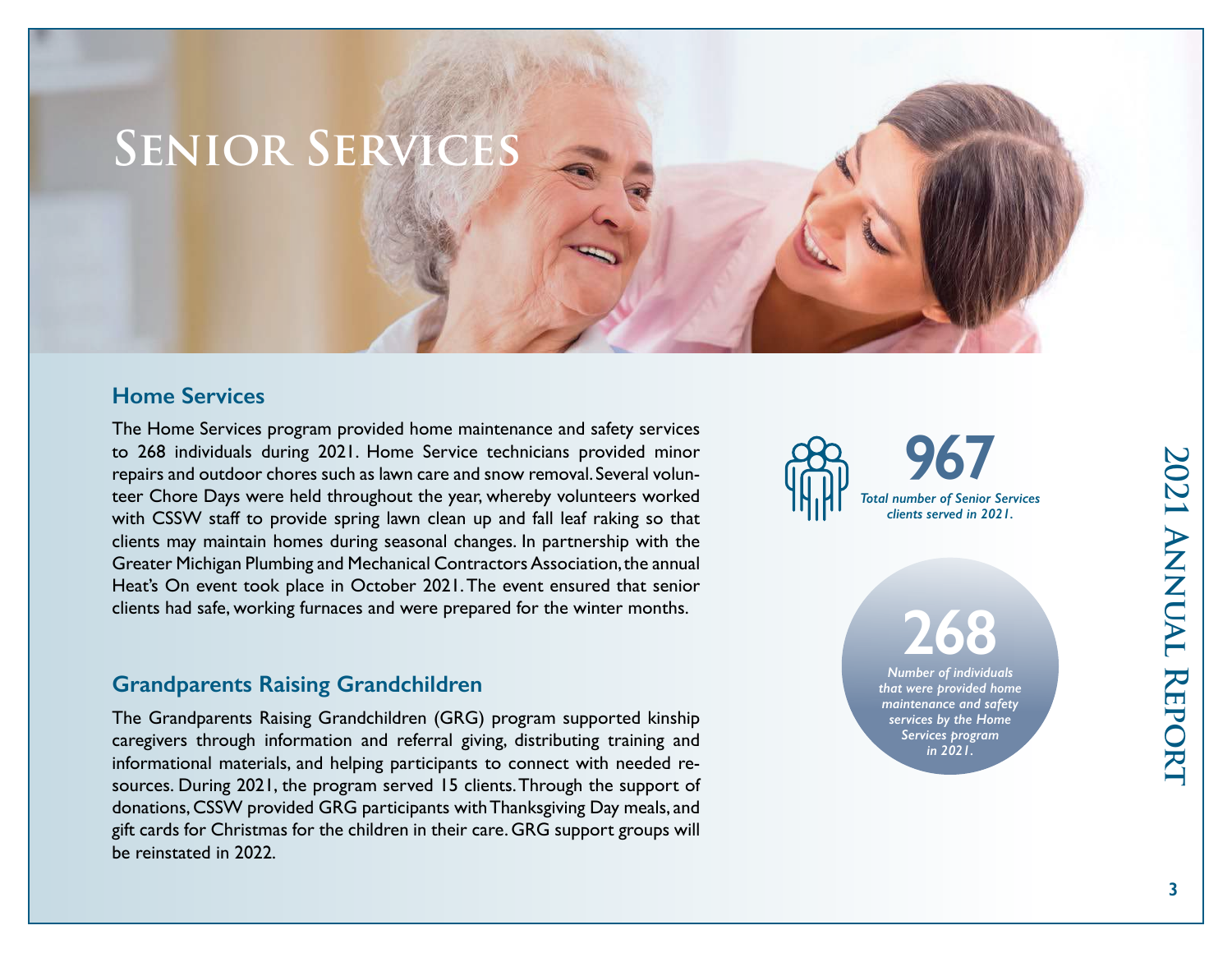# Senior Services

## Home Services

The Home Services program provided home maintenance and safety services to 268 individuals during 2021. Home Service technicians provided minor repairs and outdoor chores such as lawn care and snow removal. Several volunteer Chore Days were held throughout the year, whereby volunteers worked with CSSW staff to provide spring lawn clean up and fall leaf raking so that clients may maintain homes during seasonal changes. In partnership with the Greater Michigan Plumbing and Mechanical Contractors Association, the annual Heat's On event took place in October 2021. The event ensured that senior clients had safe, working furnaces and were prepared for the winter months.

## Grandparents Raising Grandchildren

The Grandparents Raising Grandchildren (GRG) program supported kinship caregivers through information and referral giving, distributing training and informational materials, and helping participants to connect with needed resources. During 2021, the program served 15 clients. Through the support of donations, CSSW provided GRG participants with Thanksgiving Day meals, and gift cards for Christmas for the children in their care. GRG support groups will be reinstated in 2022.

**967**

*Total number of Senior Services clients served in 2021.*

**268**

*Number of individuals that were provided home maintenance and safety services by the Home Services program in 2021.*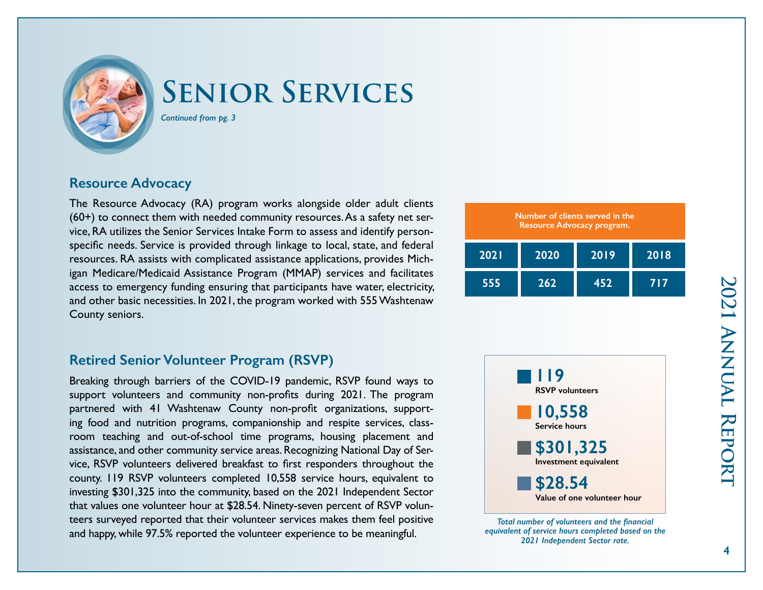# Senior Services

*Continued from pg. 3*

## Resource Advocacy

The Resource Advocacy (RA) program works alongside older adult clients (60+) to connect them with needed community resources. As a safety net service, RA utilizes the Senior Services Intake Form to assess and identify person-specific needs. Service is provided through linkage to local, state, and federal resources. RA assists with complicated assistance applications, provides Michigan Medicare/Medicaid Assistance Program (MMAP) services and facilitates access to emergency funding ensuring that participants have water, electricity, and other basic necessities. In 2021, the program worked with 555 Washtenaw County seniors.

**Number of clients served in the Resource Advocacy program.**

| 2021 | 2020 | 2019 | 2018 |
|---|---|---|---|
| 555 | 262 | 452 | 717 |

## Retired Senior Volunteer Program (RSVP)

Breaking through barriers of the COVID-19 pandemic, RSVP found ways to support volunteers and community non-profits during 2021. The program partnered with 41 Washtenaw County non-profit organizations, supporting food and nutrition programs, companionship and respite services, classroom teaching and out-of-school time programs, housing placement and assistance, and other community service areas. Recognizing National Day of Service, RSVP volunteers delivered breakfast to first responders throughout the county. 119 RSVP volunteers completed 10,558 service hours, equivalent to investing $301,325 into the community, based on the 2021 Independent Sector that values one volunteer hour at $28.54. Ninety-seven percent of RSVP volunteers surveyed reported that their volunteer services makes them feel positive and happy, while 97.5% reported the volunteer experience to be meaningful.

- **119** — RSVP volunteers
- **10,558** — Service hours
- **$301,325** — Investment equivalent
- **$28.54** — Value of one volunteer hour

*Total number of volunteers and the financial equivalent of service hours completed based on the 2021 Independent Sector rate.*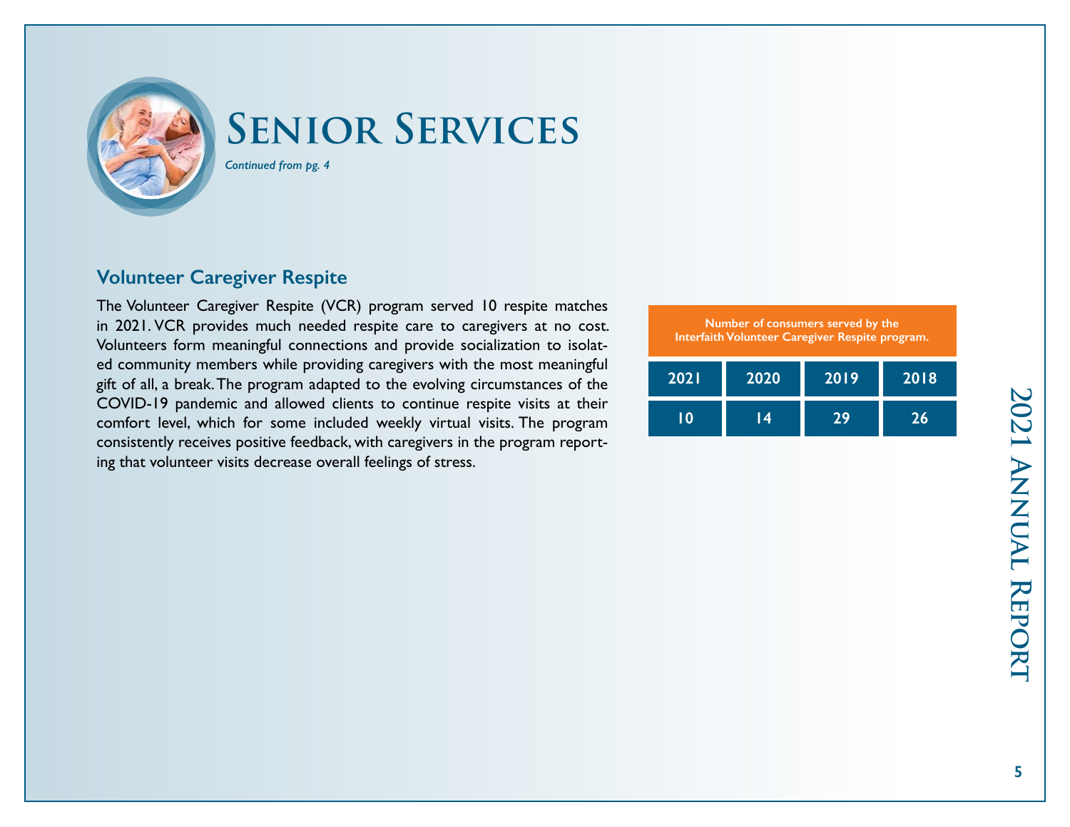# Senior Services

*Continued from pg. 4*

## Volunteer Caregiver Respite

The Volunteer Caregiver Respite (VCR) program served 10 respite matches in 2021. VCR provides much needed respite care to caregivers at no cost. Volunteers form meaningful connections and provide socialization to isolated community members while providing caregivers with the most meaningful gift of all, a break. The program adapted to the evolving circumstances of the COVID-19 pandemic and allowed clients to continue respite visits at their comfort level, which for some included weekly virtual visits. The program consistently receives positive feedback, with caregivers in the program reporting that volunteer visits decrease overall feelings of stress.

**Number of consumers served by the Interfaith Volunteer Caregiver Respite program.**

| 2021 | 2020 | 2019 | 2018 |
|---|---|---|---|
| 10 | 14 | 29 | 26 |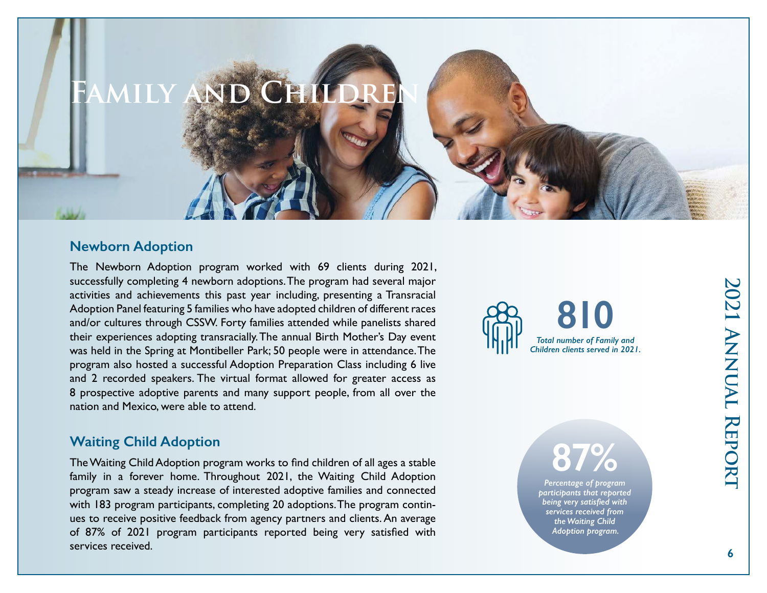# Family and Children

## Newborn Adoption

The Newborn Adoption program worked with 69 clients during 2021, successfully completing 4 newborn adoptions. The program had several major activities and achievements this past year including, presenting a Transracial Adoption Panel featuring 5 families who have adopted children of different races and/or cultures through CSSW. Forty families attended while panelists shared their experiences adopting transracially. The annual Birth Mother's Day event was held in the Spring at Montibeller Park; 50 people were in attendance. The program also hosted a successful Adoption Preparation Class including 6 live and 2 recorded speakers. The virtual format allowed for greater access as 8 prospective adoptive parents and many support people, from all over the nation and Mexico, were able to attend.

**810**

*Total number of Family and Children clients served in 2021.*

## Waiting Child Adoption

The Waiting Child Adoption program works to find children of all ages a stable family in a forever home. Throughout 2021, the Waiting Child Adoption program saw a steady increase of interested adoptive families and connected with 183 program participants, completing 20 adoptions. The program continues to receive positive feedback from agency partners and clients. An average of 87% of 2021 program participants reported being very satisfied with services received.

**87%**

*Percentage of program participants that reported being very satisfied with services received from the Waiting Child Adoption program.*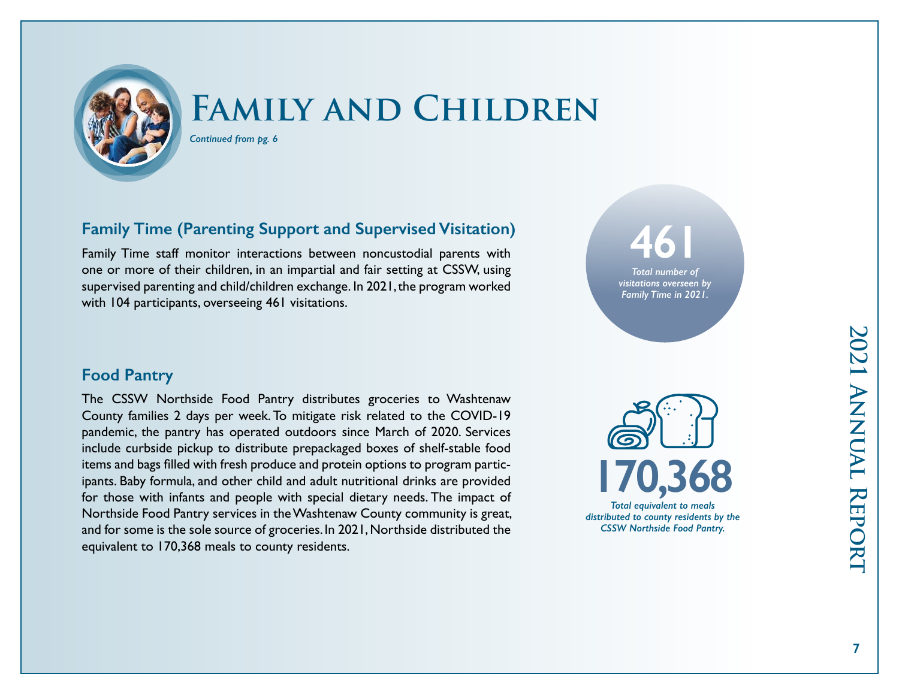# Family and Children

*Continued from pg. 6*

## Family Time (Parenting Support and Supervised Visitation)

Family Time staff monitor interactions between noncustodial parents with one or more of their children, in an impartial and fair setting at CSSW, using supervised parenting and child/children exchange. In 2021, the program worked with 104 participants, overseeing 461 visitations.

**461**

*Total number of visitations overseen by Family Time in 2021.*

## Food Pantry

The CSSW Northside Food Pantry distributes groceries to Washtenaw County families 2 days per week. To mitigate risk related to the COVID-19 pandemic, the pantry has operated outdoors since March of 2020. Services include curbside pickup to distribute prepackaged boxes of shelf-stable food items and bags filled with fresh produce and protein options to program participants. Baby formula, and other child and adult nutritional drinks are provided for those with infants and people with special dietary needs. The impact of Northside Food Pantry services in the Washtenaw County community is great, and for some is the sole source of groceries. In 2021, Northside distributed the equivalent to 170,368 meals to county residents.

**170,368**

*Total equivalent to meals distributed to county residents by the CSSW Northside Food Pantry.*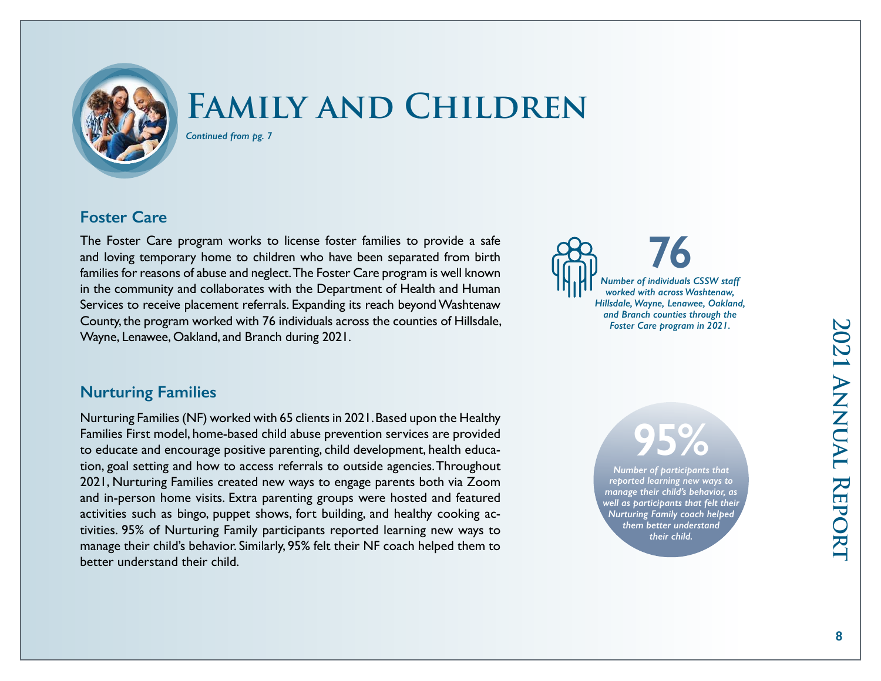# Family and Children

*Continued from pg. 7*

## Foster Care

The Foster Care program works to license foster families to provide a safe and loving temporary home to children who have been separated from birth families for reasons of abuse and neglect. The Foster Care program is well known in the community and collaborates with the Department of Health and Human Services to receive placement referrals. Expanding its reach beyond Washtenaw County, the program worked with 76 individuals across the counties of Hillsdale, Wayne, Lenawee, Oakland, and Branch during 2021.

**76**

*Number of individuals CSSW staff worked with across Washtenaw, Hillsdale, Wayne, Lenawee, Oakland, and Branch counties through the Foster Care program in 2021.*

## Nurturing Families

Nurturing Families (NF) worked with 65 clients in 2021. Based upon the Healthy Families First model, home-based child abuse prevention services are provided to educate and encourage positive parenting, child development, health education, goal setting and how to access referrals to outside agencies. Throughout 2021, Nurturing Families created new ways to engage parents both via Zoom and in-person home visits. Extra parenting groups were hosted and featured activities such as bingo, puppet shows, fort building, and healthy cooking activities. 95% of Nurturing Family participants reported learning new ways to manage their child's behavior. Similarly, 95% felt their NF coach helped them to better understand their child.

**95%**

*Number of participants that reported learning new ways to manage their child's behavior, as well as participants that felt their Nurturing Family coach helped them better understand their child.*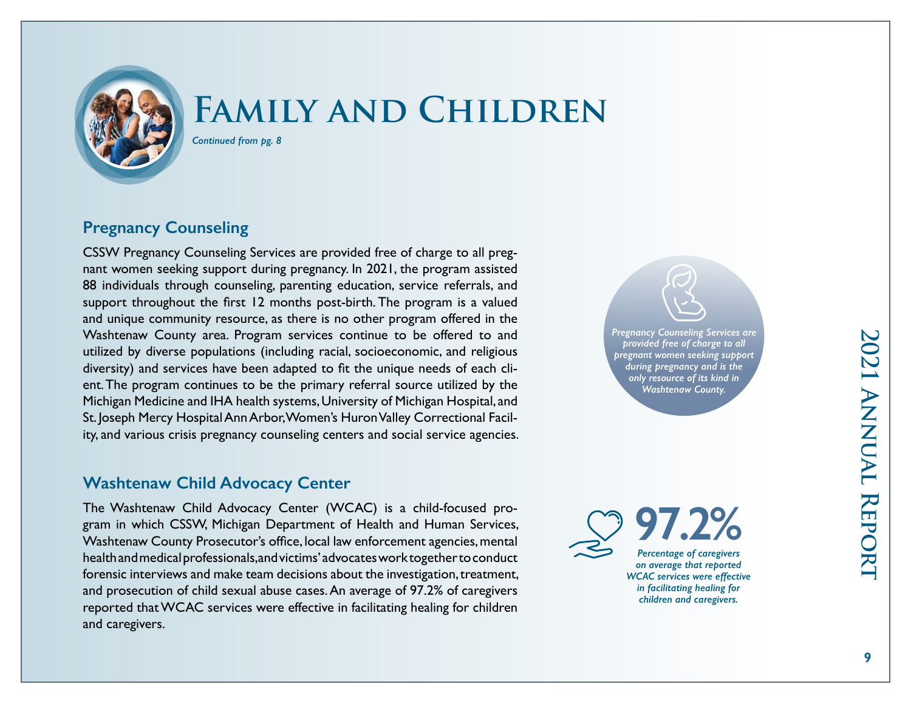# Family and Children

*Continued from pg. 8*

## Pregnancy Counseling

CSSW Pregnancy Counseling Services are provided free of charge to all pregnant women seeking support during pregnancy. In 2021, the program assisted 88 individuals through counseling, parenting education, service referrals, and support throughout the first 12 months post-birth. The program is a valued and unique community resource, as there is no other program offered in the Washtenaw County area. Program services continue to be offered to and utilized by diverse populations (including racial, socioeconomic, and religious diversity) and services have been adapted to fit the unique needs of each client. The program continues to be the primary referral source utilized by the Michigan Medicine and IHA health systems, University of Michigan Hospital, and St. Joseph Mercy Hospital Ann Arbor, Women's Huron Valley Correctional Facility, and various crisis pregnancy counseling centers and social service agencies.

*Pregnancy Counseling Services are provided free of charge to all pregnant women seeking support during pregnancy and is the only resource of its kind in Washtenaw County.*

## Washtenaw Child Advocacy Center

The Washtenaw Child Advocacy Center (WCAC) is a child-focused program in which CSSW, Michigan Department of Health and Human Services, Washtenaw County Prosecutor's office, local law enforcement agencies, mental health and medical professionals, and victims' advocates work together to conduct forensic interviews and make team decisions about the investigation, treatment, and prosecution of child sexual abuse cases. An average of 97.2% of caregivers reported that WCAC services were effective in facilitating healing for children and caregivers.

**97.2%**

*Percentage of caregivers on average that reported WCAC services were effective in facilitating healing for children and caregivers.*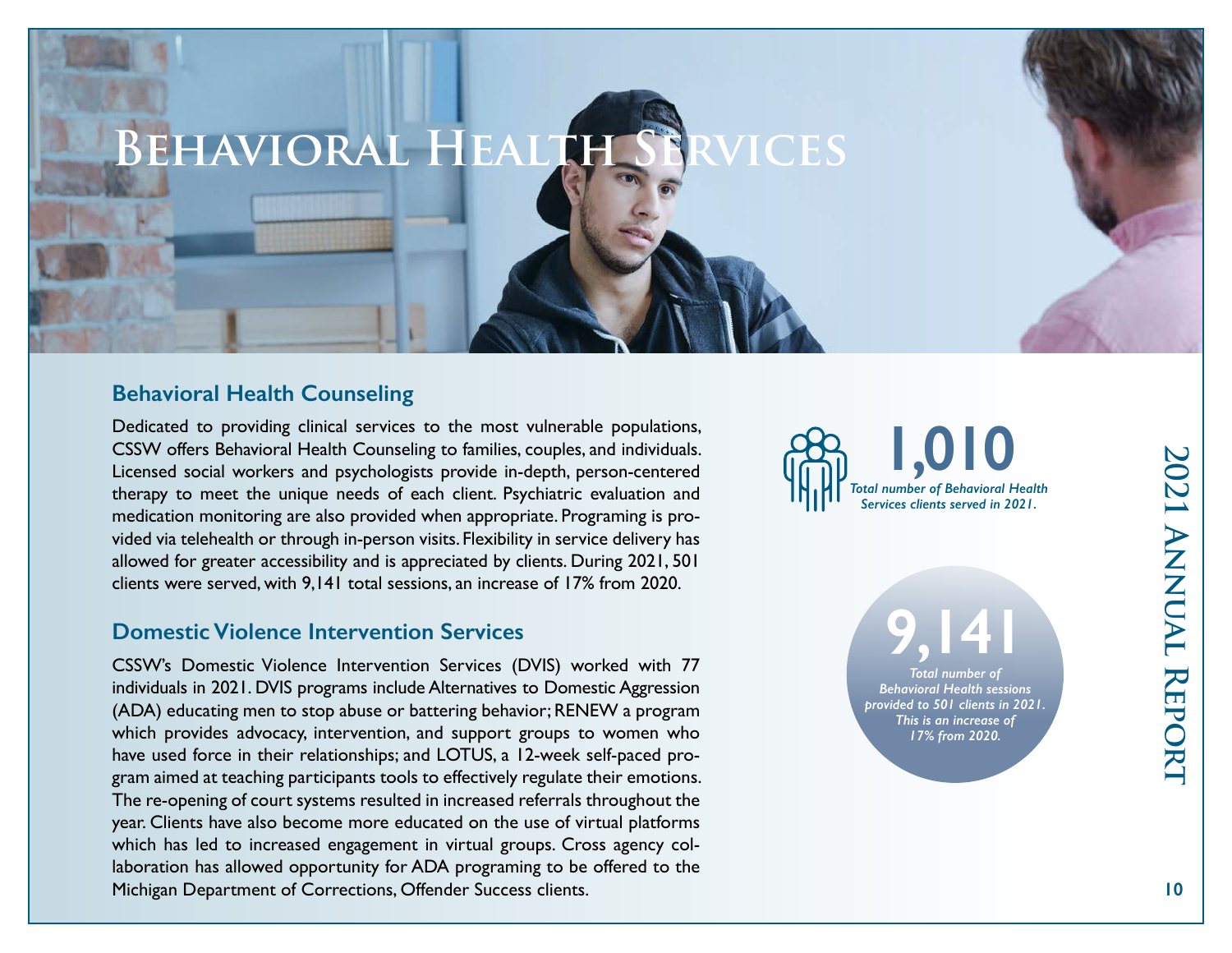# Behavioral Health Services

## Behavioral Health Counseling

Dedicated to providing clinical services to the most vulnerable populations, CSSW offers Behavioral Health Counseling to families, couples, and individuals. Licensed social workers and psychologists provide in-depth, person-centered therapy to meet the unique needs of each client. Psychiatric evaluation and medication monitoring are also provided when appropriate. Programing is provided via telehealth or through in-person visits. Flexibility in service delivery has allowed for greater accessibility and is appreciated by clients. During 2021, 501 clients were served, with 9,141 total sessions, an increase of 17% from 2020.

## Domestic Violence Intervention Services

CSSW's Domestic Violence Intervention Services (DVIS) worked with 77 individuals in 2021. DVIS programs include Alternatives to Domestic Aggression (ADA) educating men to stop abuse or battering behavior; RENEW a program which provides advocacy, intervention, and support groups to women who have used force in their relationships; and LOTUS, a 12-week self-paced program aimed at teaching participants tools to effectively regulate their emotions. The re-opening of court systems resulted in increased referrals throughout the year. Clients have also become more educated on the use of virtual platforms which has led to increased engagement in virtual groups. Cross agency collaboration has allowed opportunity for ADA programing to be offered to the Michigan Department of Corrections, Offender Success clients.

**1,010**

*Total number of Behavioral Health Services clients served in 2021.*

**9,141**

*Total number of Behavioral Health sessions provided to 501 clients in 2021. This is an increase of 17% from 2020.*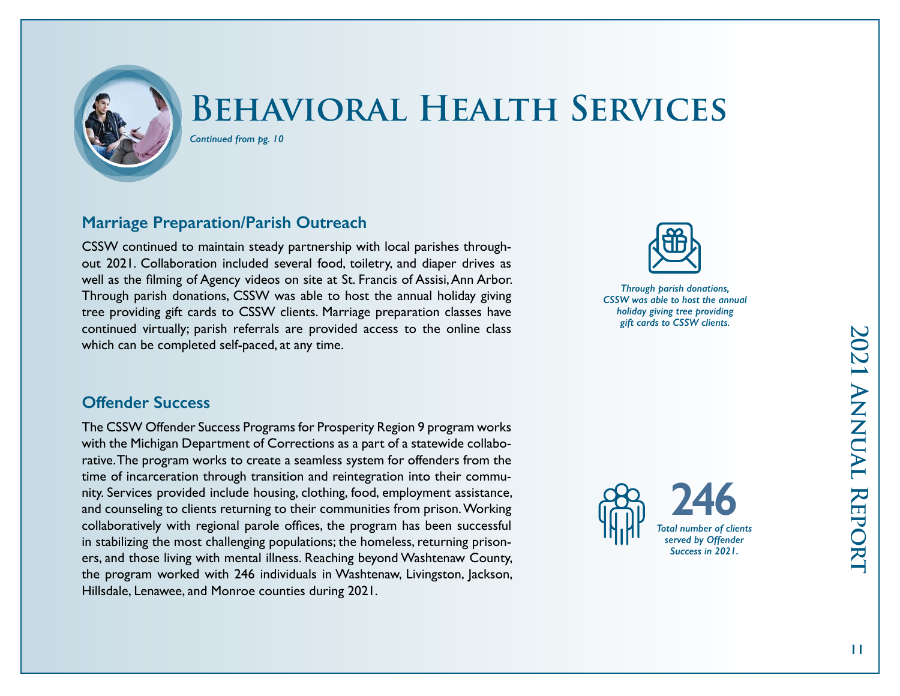# Behavioral Health Services

*Continued from pg. 10*

## Marriage Preparation/Parish Outreach

CSSW continued to maintain steady partnership with local parishes throughout 2021. Collaboration included several food, toiletry, and diaper drives as well as the filming of Agency videos on site at St. Francis of Assisi, Ann Arbor. Through parish donations, CSSW was able to host the annual holiday giving tree providing gift cards to CSSW clients. Marriage preparation classes have continued virtually; parish referrals are provided access to the online class which can be completed self-paced, at any time.

*Through parish donations, CSSW was able to host the annual holiday giving tree providing gift cards to CSSW clients.*

## Offender Success

The CSSW Offender Success Programs for Prosperity Region 9 program works with the Michigan Department of Corrections as a part of a statewide collaborative. The program works to create a seamless system for offenders from the time of incarceration through transition and reintegration into their community. Services provided include housing, clothing, food, employment assistance, and counseling to clients returning to their communities from prison. Working collaboratively with regional parole offices, the program has been successful in stabilizing the most challenging populations; the homeless, returning prisoners, and those living with mental illness. Reaching beyond Washtenaw County, the program worked with 246 individuals in Washtenaw, Livingston, Jackson, Hillsdale, Lenawee, and Monroe counties during 2021.

**246**

*Total number of clients served by Offender Success in 2021.*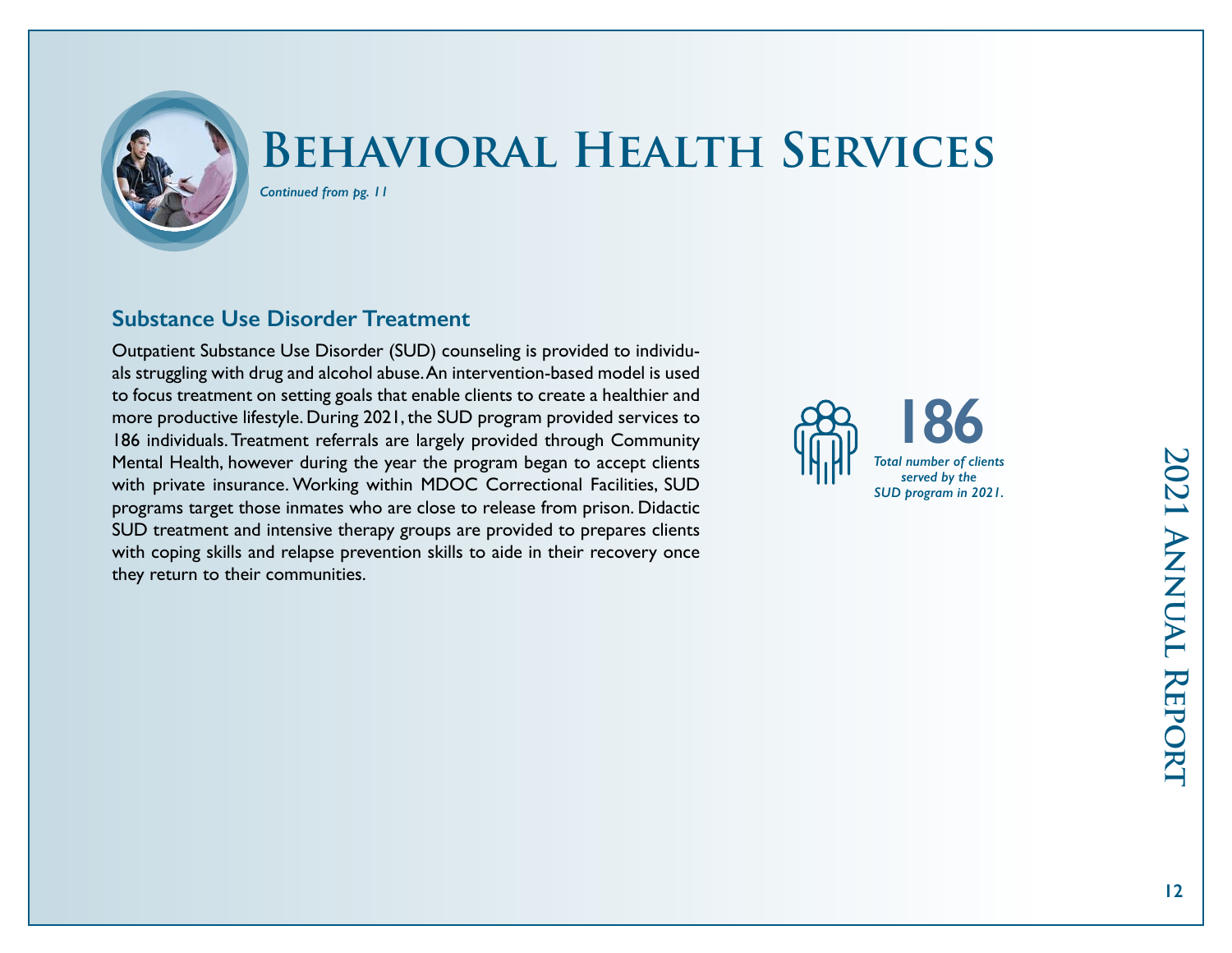# Behavioral Health Services

*Continued from pg. 11*

## Substance Use Disorder Treatment

Outpatient Substance Use Disorder (SUD) counseling is provided to individuals struggling with drug and alcohol abuse. An intervention-based model is used to focus treatment on setting goals that enable clients to create a healthier and more productive lifestyle. During 2021, the SUD program provided services to 186 individuals. Treatment referrals are largely provided through Community Mental Health, however during the year the program began to accept clients with private insurance. Working within MDOC Correctional Facilities, SUD programs target those inmates who are close to release from prison. Didactic SUD treatment and intensive therapy groups are provided to prepares clients with coping skills and relapse prevention skills to aide in their recovery once they return to their communities.

**186**

*Total number of clients served by the SUD program in 2021.*